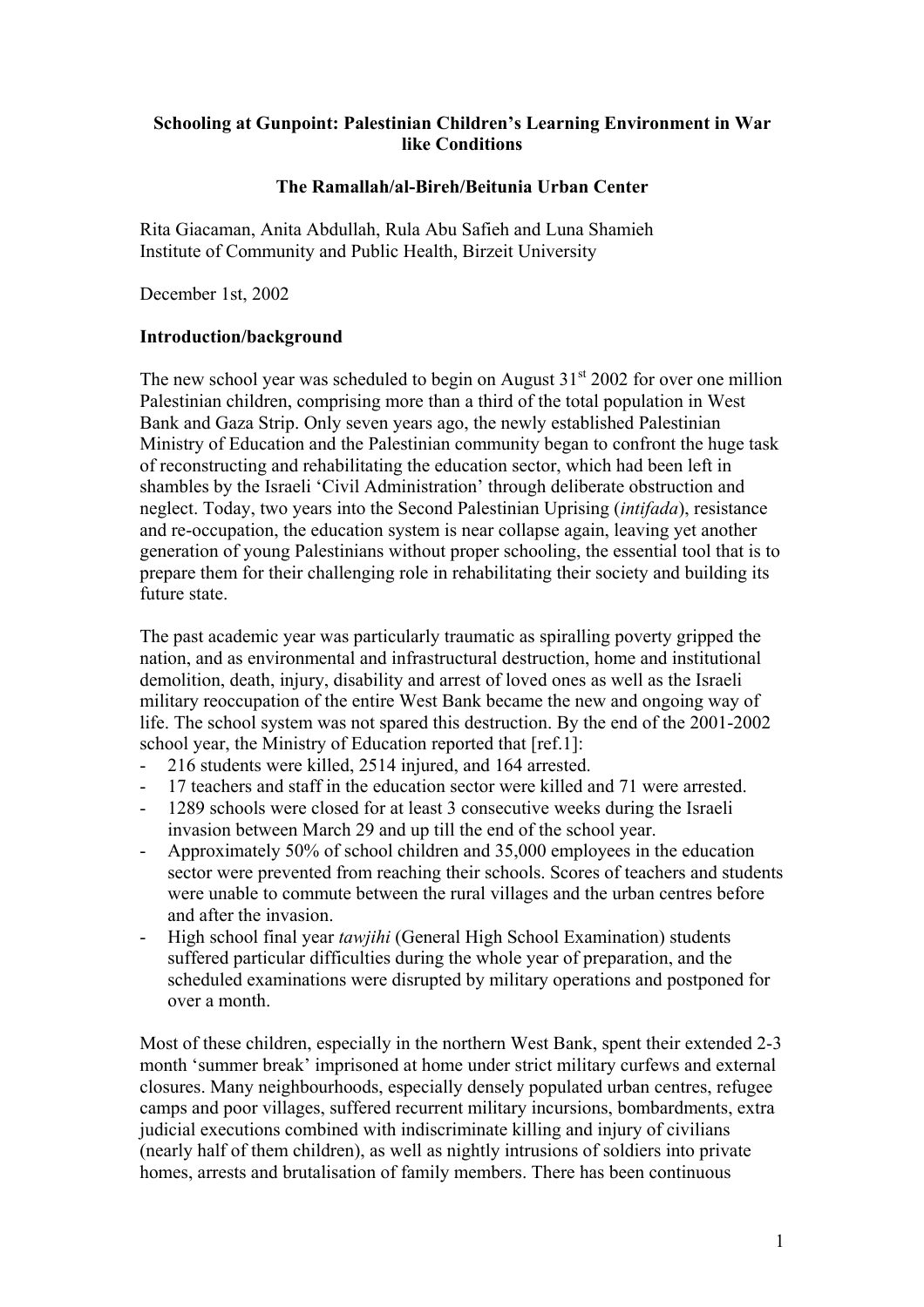**Schooling at Gunpoint: Palestinian Children's Learning Environment in War like Conditions**

**The Ramallah/al-Bireh/Beitunia Urban Center**

Rita Giacaman, Anita Abdullah, Rula Abu Safieh and Luna Shamieh
Institute of Community and Public Health, Birzeit University

December 1st, 2002

**Introduction/background**

The new school year was scheduled to begin on August 31st 2002 for over one million Palestinian children, comprising more than a third of the total population in West Bank and Gaza Strip. Only seven years ago, the newly established Palestinian Ministry of Education and the Palestinian community began to confront the huge task of reconstructing and rehabilitating the education sector, which had been left in shambles by the Israeli 'Civil Administration' through deliberate obstruction and neglect. Today, two years into the Second Palestinian Uprising (*intifada*), resistance and re-occupation, the education system is near collapse again, leaving yet another generation of young Palestinians without proper schooling, the essential tool that is to prepare them for their challenging role in rehabilitating their society and building its future state.

The past academic year was particularly traumatic as spiralling poverty gripped the nation, and as environmental and infrastructural destruction, home and institutional demolition, death, injury, disability and arrest of loved ones as well as the Israeli military reoccupation of the entire West Bank became the new and ongoing way of life. The school system was not spared this destruction. By the end of the 2001-2002 school year, the Ministry of Education reported that [ref.1]:

- 216 students were killed, 2514 injured, and 164 arrested.
- 17 teachers and staff in the education sector were killed and 71 were arrested.
- 1289 schools were closed for at least 3 consecutive weeks during the Israeli invasion between March 29 and up till the end of the school year.
- Approximately 50% of school children and 35,000 employees in the education sector were prevented from reaching their schools. Scores of teachers and students were unable to commute between the rural villages and the urban centres before and after the invasion.
- High school final year *tawjihi* (General High School Examination) students suffered particular difficulties during the whole year of preparation, and the scheduled examinations were disrupted by military operations and postponed for over a month.

Most of these children, especially in the northern West Bank, spent their extended 2-3 month 'summer break' imprisoned at home under strict military curfews and external closures. Many neighbourhoods, especially densely populated urban centres, refugee camps and poor villages, suffered recurrent military incursions, bombardments, extra judicial executions combined with indiscriminate killing and injury of civilians (nearly half of them children), as well as nightly intrusions of soldiers into private homes, arrests and brutalisation of family members. There has been continuous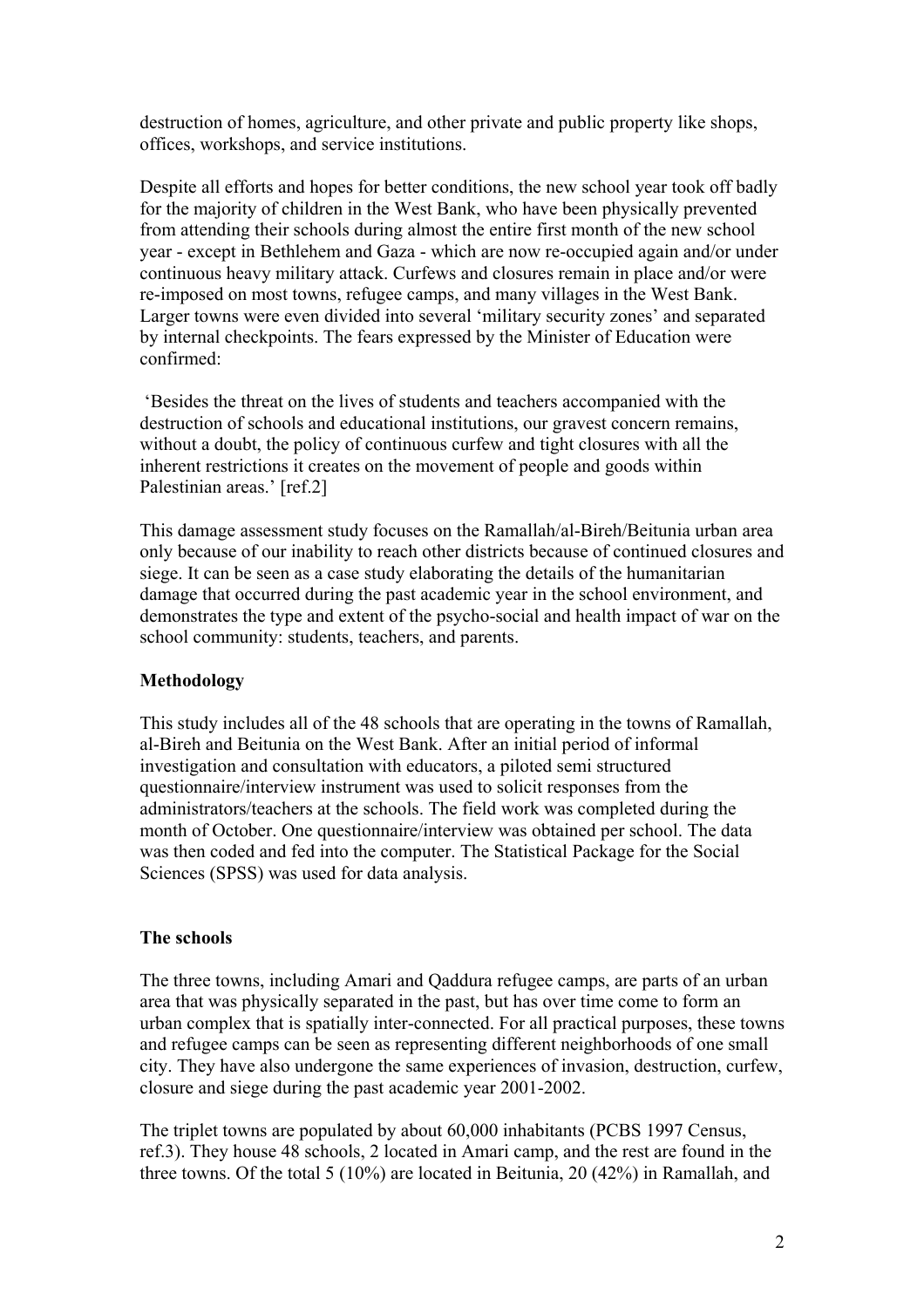destruction of homes, agriculture, and other private and public property like shops, offices, workshops, and service institutions.

Despite all efforts and hopes for better conditions, the new school year took off badly for the majority of children in the West Bank, who have been physically prevented from attending their schools during almost the entire first month of the new school year - except in Bethlehem and Gaza - which are now re-occupied again and/or under continuous heavy military attack. Curfews and closures remain in place and/or were re-imposed on most towns, refugee camps, and many villages in the West Bank. Larger towns were even divided into several 'military security zones' and separated by internal checkpoints. The fears expressed by the Minister of Education were confirmed:

'Besides the threat on the lives of students and teachers accompanied with the destruction of schools and educational institutions, our gravest concern remains, without a doubt, the policy of continuous curfew and tight closures with all the inherent restrictions it creates on the movement of people and goods within Palestinian areas.' [ref.2]

This damage assessment study focuses on the Ramallah/al-Bireh/Beitunia urban area only because of our inability to reach other districts because of continued closures and siege. It can be seen as a case study elaborating the details of the humanitarian damage that occurred during the past academic year in the school environment, and demonstrates the type and extent of the psycho-social and health impact of war on the school community: students, teachers, and parents.

**Methodology**

This study includes all of the 48 schools that are operating in the towns of Ramallah, al-Bireh and Beitunia on the West Bank. After an initial period of informal investigation and consultation with educators, a piloted semi structured questionnaire/interview instrument was used to solicit responses from the administrators/teachers at the schools. The field work was completed during the month of October. One questionnaire/interview was obtained per school. The data was then coded and fed into the computer. The Statistical Package for the Social Sciences (SPSS) was used for data analysis.

**The schools**

The three towns, including Amari and Qaddura refugee camps, are parts of an urban area that was physically separated in the past, but has over time come to form an urban complex that is spatially inter-connected. For all practical purposes, these towns and refugee camps can be seen as representing different neighborhoods of one small city. They have also undergone the same experiences of invasion, destruction, curfew, closure and siege during the past academic year 2001-2002.

The triplet towns are populated by about 60,000 inhabitants (PCBS 1997 Census, ref.3). They house 48 schools, 2 located in Amari camp, and the rest are found in the three towns. Of the total 5 (10%) are located in Beitunia, 20 (42%) in Ramallah, and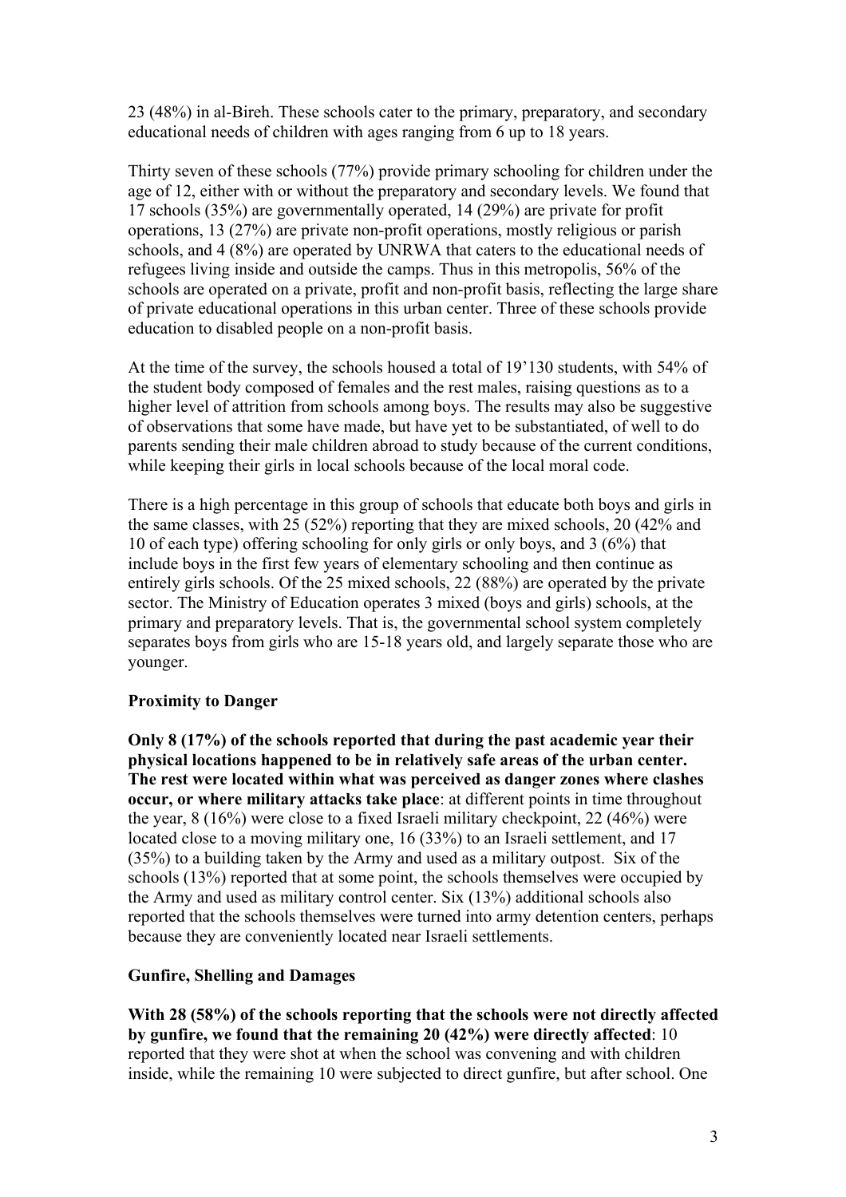23 (48%) in al-Bireh. These schools cater to the primary, preparatory, and secondary educational needs of children with ages ranging from 6 up to 18 years.

Thirty seven of these schools (77%) provide primary schooling for children under the age of 12, either with or without the preparatory and secondary levels. We found that 17 schools (35%) are governmentally operated, 14 (29%) are private for profit operations, 13 (27%) are private non-profit operations, mostly religious or parish schools, and 4 (8%) are operated by UNRWA that caters to the educational needs of refugees living inside and outside the camps. Thus in this metropolis, 56% of the schools are operated on a private, profit and non-profit basis, reflecting the large share of private educational operations in this urban center. Three of these schools provide education to disabled people on a non-profit basis.

At the time of the survey, the schools housed a total of 19'130 students, with 54% of the student body composed of females and the rest males, raising questions as to a higher level of attrition from schools among boys. The results may also be suggestive of observations that some have made, but have yet to be substantiated, of well to do parents sending their male children abroad to study because of the current conditions, while keeping their girls in local schools because of the local moral code.

There is a high percentage in this group of schools that educate both boys and girls in the same classes, with 25 (52%) reporting that they are mixed schools, 20 (42% and 10 of each type) offering schooling for only girls or only boys, and 3 (6%) that include boys in the first few years of elementary schooling and then continue as entirely girls schools. Of the 25 mixed schools, 22 (88%) are operated by the private sector. The Ministry of Education operates 3 mixed (boys and girls) schools, at the primary and preparatory levels. That is, the governmental school system completely separates boys from girls who are 15-18 years old, and largely separate those who are younger.

**Proximity to Danger**

**Only 8 (17%) of the schools reported that during the past academic year their physical locations happened to be in relatively safe areas of the urban center. The rest were located within what was perceived as danger zones where clashes occur, or where military attacks take place**: at different points in time throughout the year, 8 (16%) were close to a fixed Israeli military checkpoint, 22 (46%) were located close to a moving military one, 16 (33%) to an Israeli settlement, and 17 (35%) to a building taken by the Army and used as a military outpost. Six of the schools (13%) reported that at some point, the schools themselves were occupied by the Army and used as military control center. Six (13%) additional schools also reported that the schools themselves were turned into army detention centers, perhaps because they are conveniently located near Israeli settlements.

**Gunfire, Shelling and Damages**

**With 28 (58%) of the schools reporting that the schools were not directly affected by gunfire, we found that the remaining 20 (42%) were directly affected**: 10 reported that they were shot at when the school was convening and with children inside, while the remaining 10 were subjected to direct gunfire, but after school. One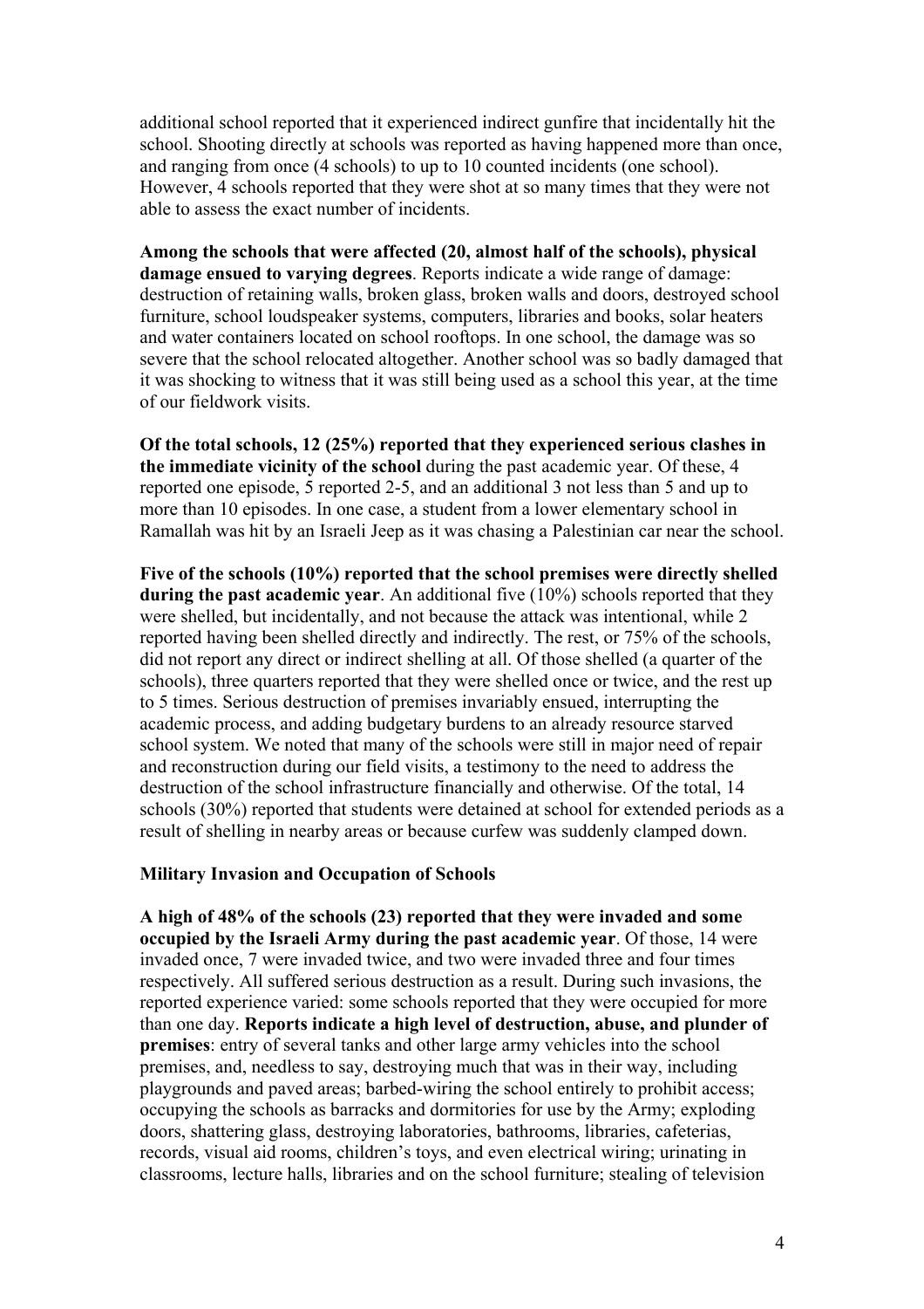additional school reported that it experienced indirect gunfire that incidentally hit the school. Shooting directly at schools was reported as having happened more than once, and ranging from once (4 schools) to up to 10 counted incidents (one school). However, 4 schools reported that they were shot at so many times that they were not able to assess the exact number of incidents.

**Among the schools that were affected (20, almost half of the schools), physical damage ensued to varying degrees**. Reports indicate a wide range of damage: destruction of retaining walls, broken glass, broken walls and doors, destroyed school furniture, school loudspeaker systems, computers, libraries and books, solar heaters and water containers located on school rooftops. In one school, the damage was so severe that the school relocated altogether. Another school was so badly damaged that it was shocking to witness that it was still being used as a school this year, at the time of our fieldwork visits.

**Of the total schools, 12 (25%) reported that they experienced serious clashes in the immediate vicinity of the school** during the past academic year. Of these, 4 reported one episode, 5 reported 2-5, and an additional 3 not less than 5 and up to more than 10 episodes. In one case, a student from a lower elementary school in Ramallah was hit by an Israeli Jeep as it was chasing a Palestinian car near the school.

**Five of the schools (10%) reported that the school premises were directly shelled during the past academic year**. An additional five (10%) schools reported that they were shelled, but incidentally, and not because the attack was intentional, while 2 reported having been shelled directly and indirectly. The rest, or 75% of the schools, did not report any direct or indirect shelling at all. Of those shelled (a quarter of the schools), three quarters reported that they were shelled once or twice, and the rest up to 5 times. Serious destruction of premises invariably ensued, interrupting the academic process, and adding budgetary burdens to an already resource starved school system. We noted that many of the schools were still in major need of repair and reconstruction during our field visits, a testimony to the need to address the destruction of the school infrastructure financially and otherwise. Of the total, 14 schools (30%) reported that students were detained at school for extended periods as a result of shelling in nearby areas or because curfew was suddenly clamped down.

### Military Invasion and Occupation of Schools

**A high of 48% of the schools (23) reported that they were invaded and some occupied by the Israeli Army during the past academic year**. Of those, 14 were invaded once, 7 were invaded twice, and two were invaded three and four times respectively. All suffered serious destruction as a result. During such invasions, the reported experience varied: some schools reported that they were occupied for more than one day. **Reports indicate a high level of destruction, abuse, and plunder of premises**: entry of several tanks and other large army vehicles into the school premises, and, needless to say, destroying much that was in their way, including playgrounds and paved areas; barbed-wiring the school entirely to prohibit access; occupying the schools as barracks and dormitories for use by the Army; exploding doors, shattering glass, destroying laboratories, bathrooms, libraries, cafeterias, records, visual aid rooms, children's toys, and even electrical wiring; urinating in classrooms, lecture halls, libraries and on the school furniture; stealing of television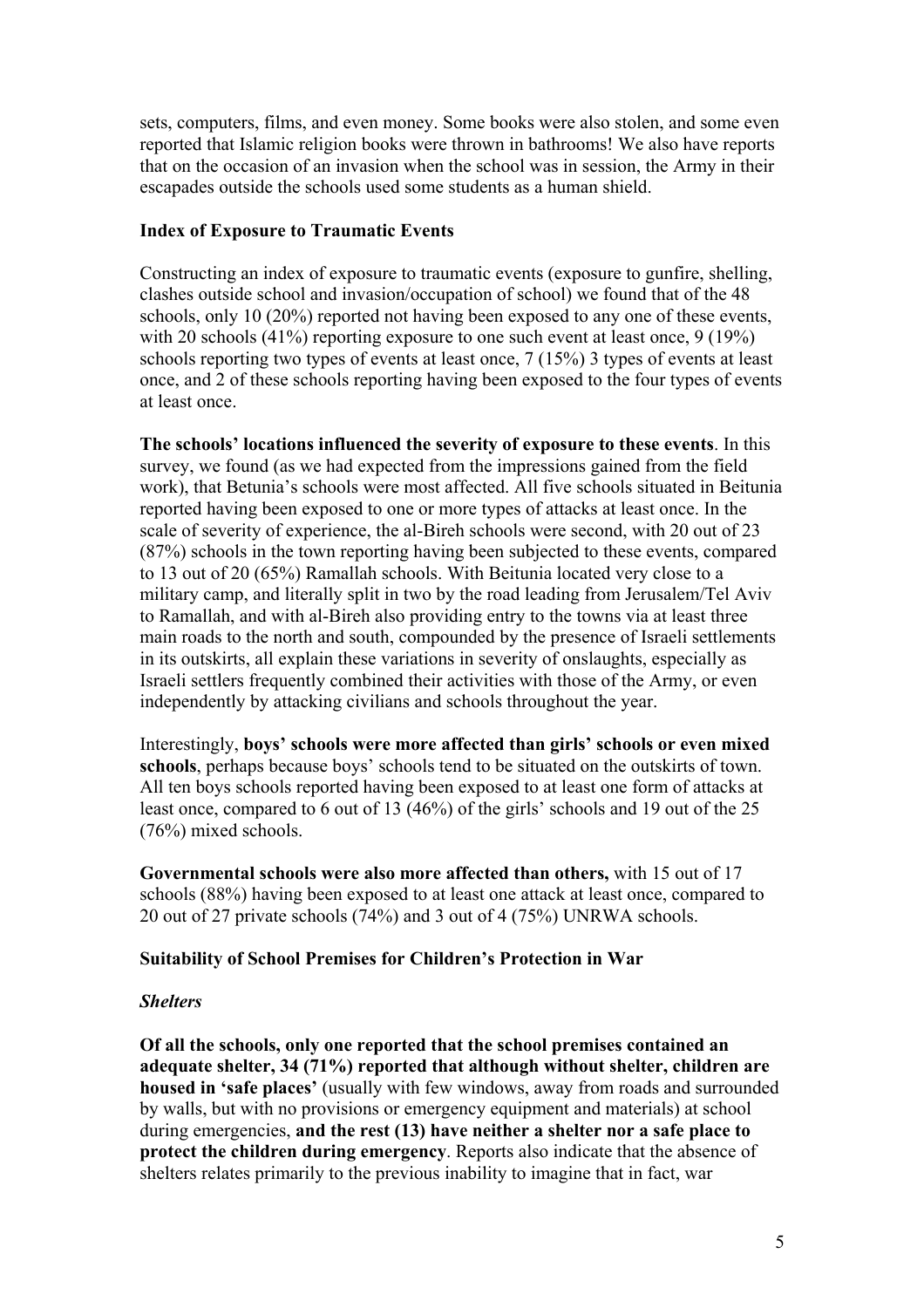sets, computers, films, and even money. Some books were also stolen, and some even reported that Islamic religion books were thrown in bathrooms! We also have reports that on the occasion of an invasion when the school was in session, the Army in their escapades outside the schools used some students as a human shield.

**Index of Exposure to Traumatic Events**

Constructing an index of exposure to traumatic events (exposure to gunfire, shelling, clashes outside school and invasion/occupation of school) we found that of the 48 schools, only 10 (20%) reported not having been exposed to any one of these events, with 20 schools (41%) reporting exposure to one such event at least once, 9 (19%) schools reporting two types of events at least once, 7 (15%) 3 types of events at least once, and 2 of these schools reporting having been exposed to the four types of events at least once.

**The schools' locations influenced the severity of exposure to these events**. In this survey, we found (as we had expected from the impressions gained from the field work), that Betunia's schools were most affected. All five schools situated in Beitunia reported having been exposed to one or more types of attacks at least once. In the scale of severity of experience, the al-Bireh schools were second, with 20 out of 23 (87%) schools in the town reporting having been subjected to these events, compared to 13 out of 20 (65%) Ramallah schools. With Beitunia located very close to a military camp, and literally split in two by the road leading from Jerusalem/Tel Aviv to Ramallah, and with al-Bireh also providing entry to the towns via at least three main roads to the north and south, compounded by the presence of Israeli settlements in its outskirts, all explain these variations in severity of onslaughts, especially as Israeli settlers frequently combined their activities with those of the Army, or even independently by attacking civilians and schools throughout the year.

Interestingly, **boys' schools were more affected than girls' schools or even mixed schools**, perhaps because boys' schools tend to be situated on the outskirts of town. All ten boys schools reported having been exposed to at least one form of attacks at least once, compared to 6 out of 13 (46%) of the girls' schools and 19 out of the 25 (76%) mixed schools.

**Governmental schools were also more affected than others,** with 15 out of 17 schools (88%) having been exposed to at least one attack at least once, compared to 20 out of 27 private schools (74%) and 3 out of 4 (75%) UNRWA schools.

**Suitability of School Premises for Children's Protection in War**

***Shelters***

**Of all the schools, only one reported that the school premises contained an adequate shelter, 34 (71%) reported that although without shelter, children are housed in 'safe places'** (usually with few windows, away from roads and surrounded by walls, but with no provisions or emergency equipment and materials) at school during emergencies, **and the rest (13) have neither a shelter nor a safe place to protect the children during emergency**. Reports also indicate that the absence of shelters relates primarily to the previous inability to imagine that in fact, war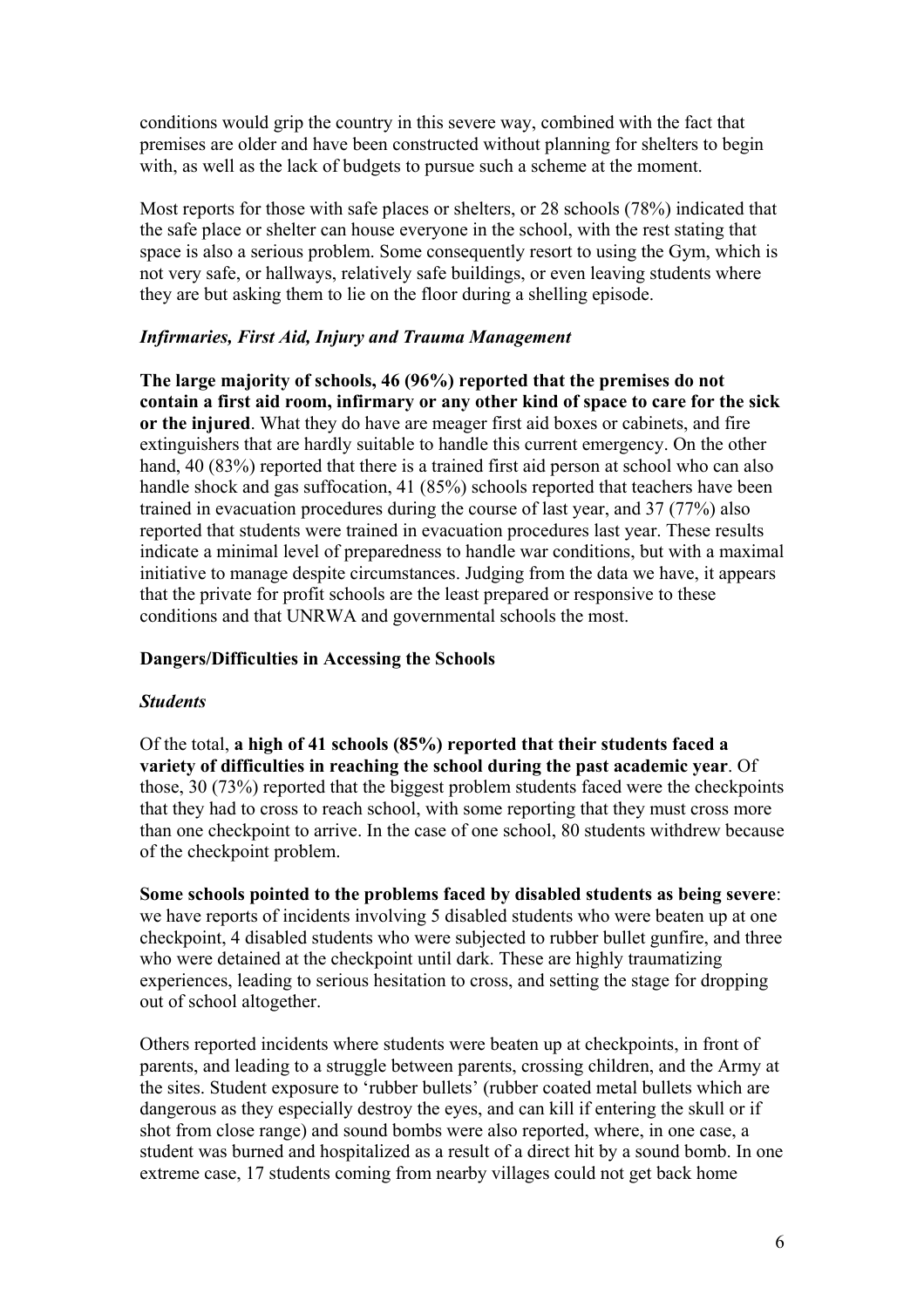conditions would grip the country in this severe way, combined with the fact that premises are older and have been constructed without planning for shelters to begin with, as well as the lack of budgets to pursue such a scheme at the moment.

Most reports for those with safe places or shelters, or 28 schools (78%) indicated that the safe place or shelter can house everyone in the school, with the rest stating that space is also a serious problem. Some consequently resort to using the Gym, which is not very safe, or hallways, relatively safe buildings, or even leaving students where they are but asking them to lie on the floor during a shelling episode.

### *Infirmaries, First Aid, Injury and Trauma Management*

**The large majority of schools, 46 (96%) reported that the premises do not contain a first aid room, infirmary or any other kind of space to care for the sick or the injured**. What they do have are meager first aid boxes or cabinets, and fire extinguishers that are hardly suitable to handle this current emergency. On the other hand, 40 (83%) reported that there is a trained first aid person at school who can also handle shock and gas suffocation, 41 (85%) schools reported that teachers have been trained in evacuation procedures during the course of last year, and 37 (77%) also reported that students were trained in evacuation procedures last year. These results indicate a minimal level of preparedness to handle war conditions, but with a maximal initiative to manage despite circumstances. Judging from the data we have, it appears that the private for profit schools are the least prepared or responsive to these conditions and that UNRWA and governmental schools the most.

## Dangers/Difficulties in Accessing the Schools

### *Students*

Of the total, **a high of 41 schools (85%) reported that their students faced a variety of difficulties in reaching the school during the past academic year**. Of those, 30 (73%) reported that the biggest problem students faced were the checkpoints that they had to cross to reach school, with some reporting that they must cross more than one checkpoint to arrive. In the case of one school, 80 students withdrew because of the checkpoint problem.

**Some schools pointed to the problems faced by disabled students as being severe**: we have reports of incidents involving 5 disabled students who were beaten up at one checkpoint, 4 disabled students who were subjected to rubber bullet gunfire, and three who were detained at the checkpoint until dark. These are highly traumatizing experiences, leading to serious hesitation to cross, and setting the stage for dropping out of school altogether.

Others reported incidents where students were beaten up at checkpoints, in front of parents, and leading to a struggle between parents, crossing children, and the Army at the sites. Student exposure to 'rubber bullets' (rubber coated metal bullets which are dangerous as they especially destroy the eyes, and can kill if entering the skull or if shot from close range) and sound bombs were also reported, where, in one case, a student was burned and hospitalized as a result of a direct hit by a sound bomb. In one extreme case, 17 students coming from nearby villages could not get back home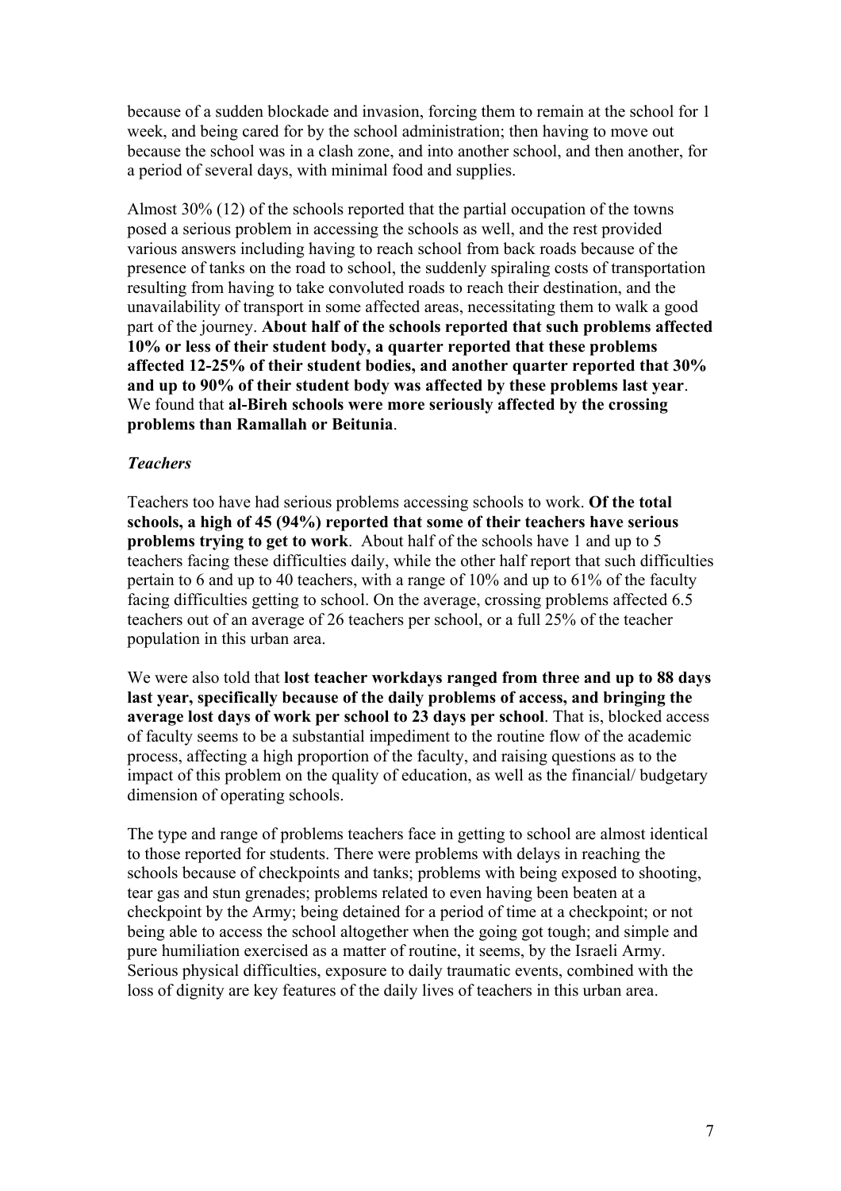because of a sudden blockade and invasion, forcing them to remain at the school for 1 week, and being cared for by the school administration; then having to move out because the school was in a clash zone, and into another school, and then another, for a period of several days, with minimal food and supplies.

Almost 30% (12) of the schools reported that the partial occupation of the towns posed a serious problem in accessing the schools as well, and the rest provided various answers including having to reach school from back roads because of the presence of tanks on the road to school, the suddenly spiraling costs of transportation resulting from having to take convoluted roads to reach their destination, and the unavailability of transport in some affected areas, necessitating them to walk a good part of the journey. **About half of the schools reported that such problems affected 10% or less of their student body, a quarter reported that these problems affected 12-25% of their student bodies, and another quarter reported that 30% and up to 90% of their student body was affected by these problems last year**. We found that **al-Bireh schools were more seriously affected by the crossing problems than Ramallah or Beitunia**.

***Teachers***

Teachers too have had serious problems accessing schools to work. **Of the total schools, a high of 45 (94%) reported that some of their teachers have serious problems trying to get to work**. About half of the schools have 1 and up to 5 teachers facing these difficulties daily, while the other half report that such difficulties pertain to 6 and up to 40 teachers, with a range of 10% and up to 61% of the faculty facing difficulties getting to school. On the average, crossing problems affected 6.5 teachers out of an average of 26 teachers per school, or a full 25% of the teacher population in this urban area.

We were also told that **lost teacher workdays ranged from three and up to 88 days last year, specifically because of the daily problems of access, and bringing the average lost days of work per school to 23 days per school**. That is, blocked access of faculty seems to be a substantial impediment to the routine flow of the academic process, affecting a high proportion of the faculty, and raising questions as to the impact of this problem on the quality of education, as well as the financial/ budgetary dimension of operating schools.

The type and range of problems teachers face in getting to school are almost identical to those reported for students. There were problems with delays in reaching the schools because of checkpoints and tanks; problems with being exposed to shooting, tear gas and stun grenades; problems related to even having been beaten at a checkpoint by the Army; being detained for a period of time at a checkpoint; or not being able to access the school altogether when the going got tough; and simple and pure humiliation exercised as a matter of routine, it seems, by the Israeli Army. Serious physical difficulties, exposure to daily traumatic events, combined with the loss of dignity are key features of the daily lives of teachers in this urban area.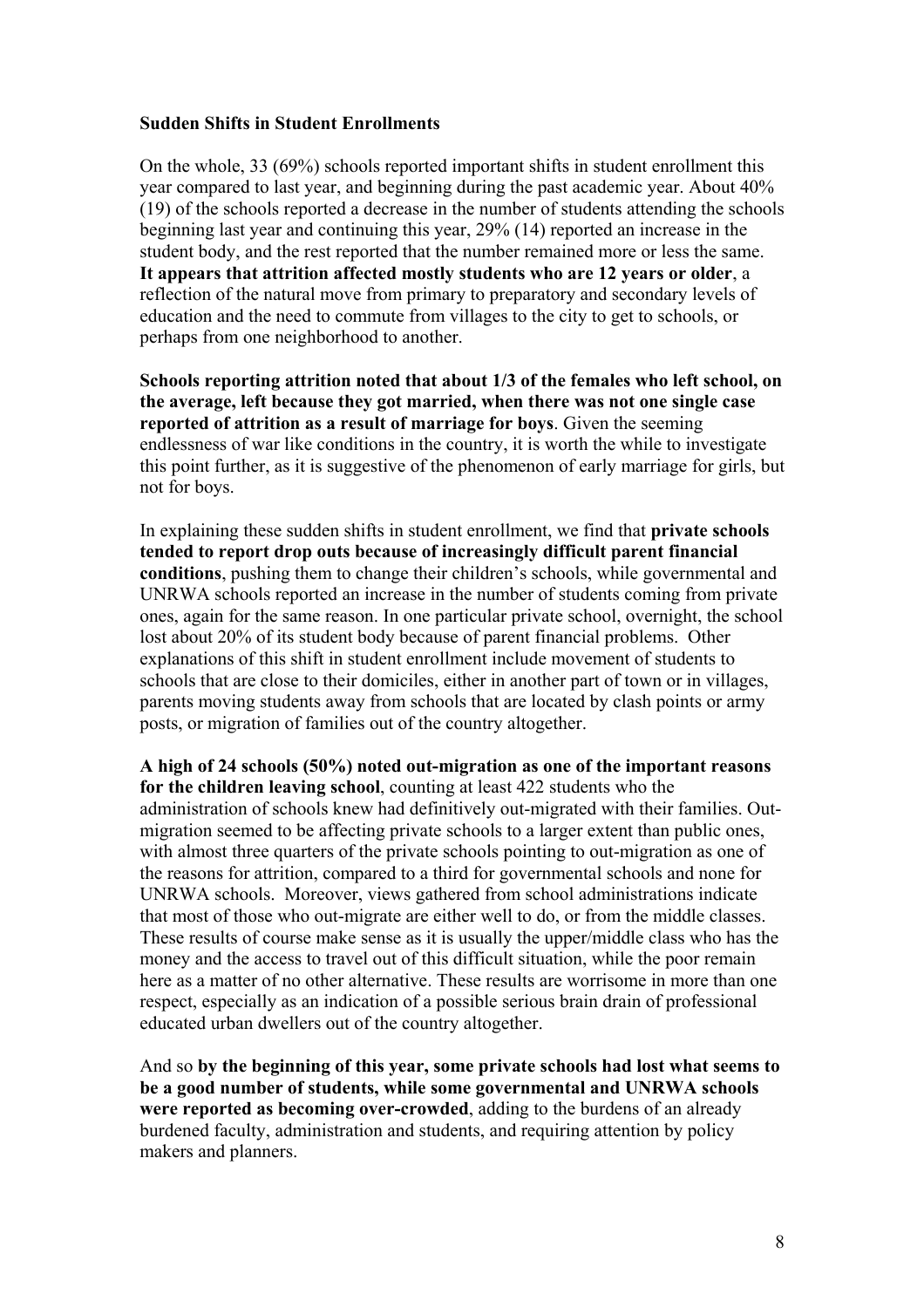**Sudden Shifts in Student Enrollments**

On the whole, 33 (69%) schools reported important shifts in student enrollment this year compared to last year, and beginning during the past academic year. About 40% (19) of the schools reported a decrease in the number of students attending the schools beginning last year and continuing this year, 29% (14) reported an increase in the student body, and the rest reported that the number remained more or less the same. **It appears that attrition affected mostly students who are 12 years or older**, a reflection of the natural move from primary to preparatory and secondary levels of education and the need to commute from villages to the city to get to schools, or perhaps from one neighborhood to another.

**Schools reporting attrition noted that about 1/3 of the females who left school, on the average, left because they got married, when there was not one single case reported of attrition as a result of marriage for boys**. Given the seeming endlessness of war like conditions in the country, it is worth the while to investigate this point further, as it is suggestive of the phenomenon of early marriage for girls, but not for boys.

In explaining these sudden shifts in student enrollment, we find that **private schools tended to report drop outs because of increasingly difficult parent financial conditions**, pushing them to change their children's schools, while governmental and UNRWA schools reported an increase in the number of students coming from private ones, again for the same reason. In one particular private school, overnight, the school lost about 20% of its student body because of parent financial problems. Other explanations of this shift in student enrollment include movement of students to schools that are close to their domiciles, either in another part of town or in villages, parents moving students away from schools that are located by clash points or army posts, or migration of families out of the country altogether.

**A high of 24 schools (50%) noted out-migration as one of the important reasons for the children leaving school**, counting at least 422 students who the administration of schools knew had definitively out-migrated with their families. Out-migration seemed to be affecting private schools to a larger extent than public ones, with almost three quarters of the private schools pointing to out-migration as one of the reasons for attrition, compared to a third for governmental schools and none for UNRWA schools. Moreover, views gathered from school administrations indicate that most of those who out-migrate are either well to do, or from the middle classes. These results of course make sense as it is usually the upper/middle class who has the money and the access to travel out of this difficult situation, while the poor remain here as a matter of no other alternative. These results are worrisome in more than one respect, especially as an indication of a possible serious brain drain of professional educated urban dwellers out of the country altogether.

And so **by the beginning of this year, some private schools had lost what seems to be a good number of students, while some governmental and UNRWA schools were reported as becoming over-crowded**, adding to the burdens of an already burdened faculty, administration and students, and requiring attention by policy makers and planners.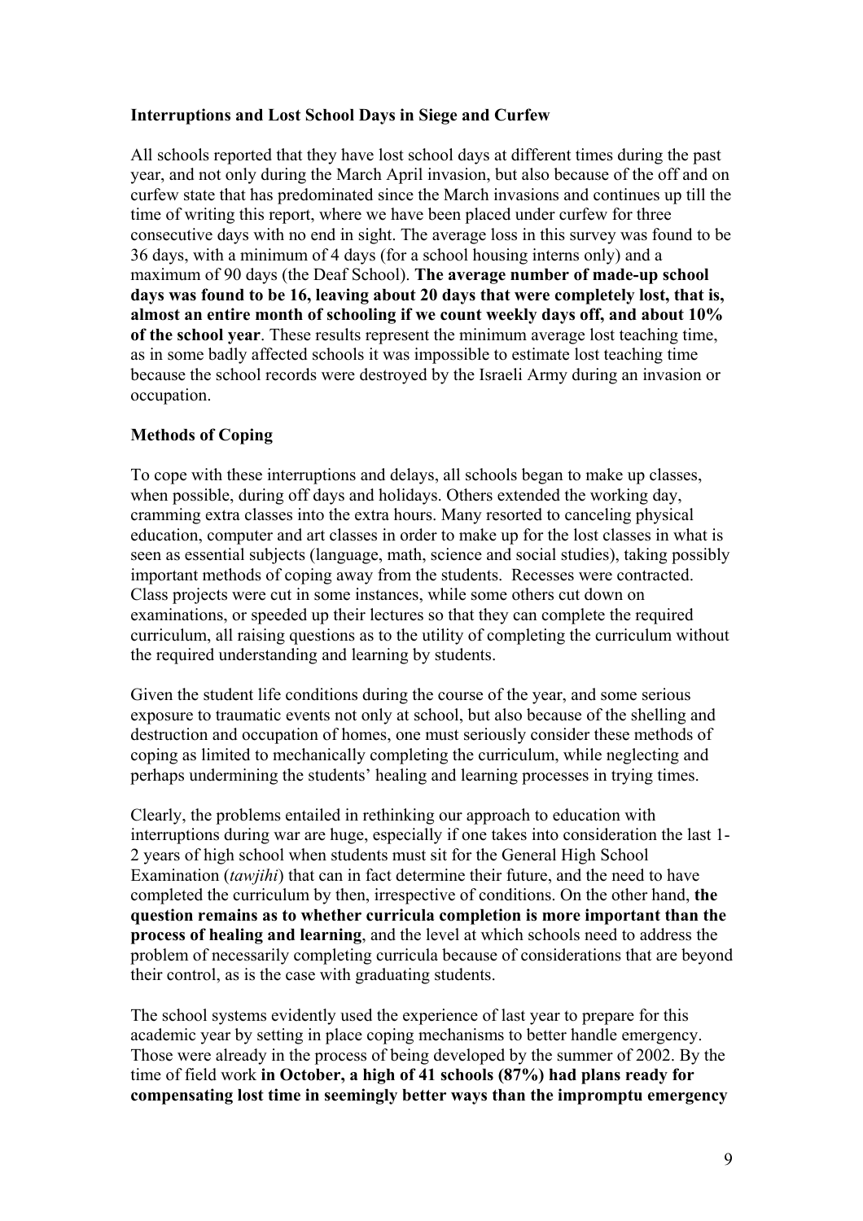### Interruptions and Lost School Days in Siege and Curfew

All schools reported that they have lost school days at different times during the past year, and not only during the March April invasion, but also because of the off and on curfew state that has predominated since the March invasions and continues up till the time of writing this report, where we have been placed under curfew for three consecutive days with no end in sight. The average loss in this survey was found to be 36 days, with a minimum of 4 days (for a school housing interns only) and a maximum of 90 days (the Deaf School). **The average number of made-up school days was found to be 16, leaving about 20 days that were completely lost, that is, almost an entire month of schooling if we count weekly days off, and about 10% of the school year**. These results represent the minimum average lost teaching time, as in some badly affected schools it was impossible to estimate lost teaching time because the school records were destroyed by the Israeli Army during an invasion or occupation.

### Methods of Coping

To cope with these interruptions and delays, all schools began to make up classes, when possible, during off days and holidays. Others extended the working day, cramming extra classes into the extra hours. Many resorted to canceling physical education, computer and art classes in order to make up for the lost classes in what is seen as essential subjects (language, math, science and social studies), taking possibly important methods of coping away from the students. Recesses were contracted. Class projects were cut in some instances, while some others cut down on examinations, or speeded up their lectures so that they can complete the required curriculum, all raising questions as to the utility of completing the curriculum without the required understanding and learning by students.

Given the student life conditions during the course of the year, and some serious exposure to traumatic events not only at school, but also because of the shelling and destruction and occupation of homes, one must seriously consider these methods of coping as limited to mechanically completing the curriculum, while neglecting and perhaps undermining the students' healing and learning processes in trying times.

Clearly, the problems entailed in rethinking our approach to education with interruptions during war are huge, especially if one takes into consideration the last 1-2 years of high school when students must sit for the General High School Examination (*tawjihi*) that can in fact determine their future, and the need to have completed the curriculum by then, irrespective of conditions. On the other hand, **the question remains as to whether curricula completion is more important than the process of healing and learning**, and the level at which schools need to address the problem of necessarily completing curricula because of considerations that are beyond their control, as is the case with graduating students.

The school systems evidently used the experience of last year to prepare for this academic year by setting in place coping mechanisms to better handle emergency. Those were already in the process of being developed by the summer of 2002. By the time of field work **in October, a high of 41 schools (87%) had plans ready for compensating lost time in seemingly better ways than the impromptu emergency**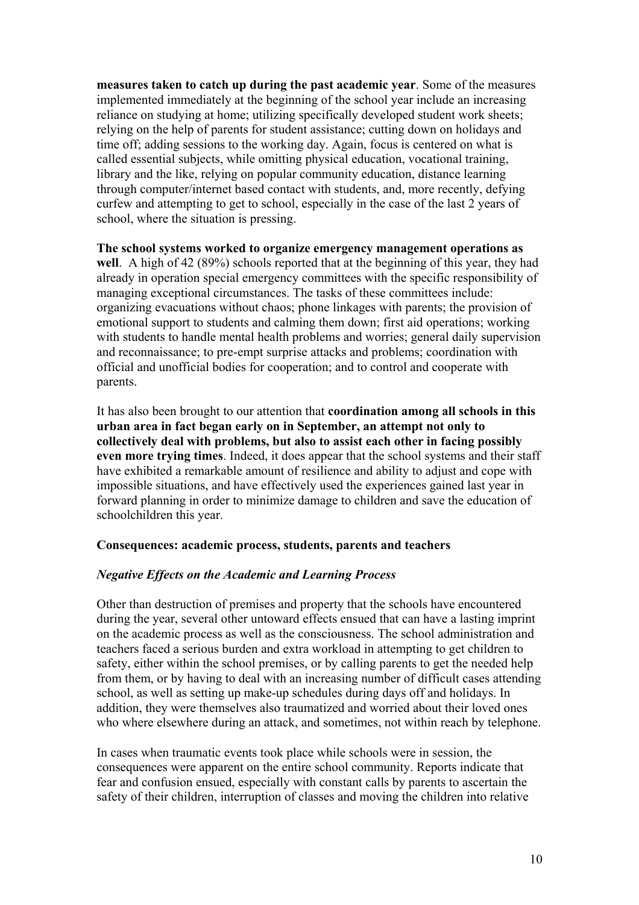**measures taken to catch up during the past academic year**. Some of the measures implemented immediately at the beginning of the school year include an increasing reliance on studying at home; utilizing specifically developed student work sheets; relying on the help of parents for student assistance; cutting down on holidays and time off; adding sessions to the working day. Again, focus is centered on what is called essential subjects, while omitting physical education, vocational training, library and the like, relying on popular community education, distance learning through computer/internet based contact with students, and, more recently, defying curfew and attempting to get to school, especially in the case of the last 2 years of school, where the situation is pressing.

**The school systems worked to organize emergency management operations as well**. A high of 42 (89%) schools reported that at the beginning of this year, they had already in operation special emergency committees with the specific responsibility of managing exceptional circumstances. The tasks of these committees include: organizing evacuations without chaos; phone linkages with parents; the provision of emotional support to students and calming them down; first aid operations; working with students to handle mental health problems and worries; general daily supervision and reconnaissance; to pre-empt surprise attacks and problems; coordination with official and unofficial bodies for cooperation; and to control and cooperate with parents.

It has also been brought to our attention that **coordination among all schools in this urban area in fact began early on in September, an attempt not only to collectively deal with problems, but also to assist each other in facing possibly even more trying times**. Indeed, it does appear that the school systems and their staff have exhibited a remarkable amount of resilience and ability to adjust and cope with impossible situations, and have effectively used the experiences gained last year in forward planning in order to minimize damage to children and save the education of schoolchildren this year.

**Consequences: academic process, students, parents and teachers**

***Negative Effects on the Academic and Learning Process***

Other than destruction of premises and property that the schools have encountered during the year, several other untoward effects ensued that can have a lasting imprint on the academic process as well as the consciousness. The school administration and teachers faced a serious burden and extra workload in attempting to get children to safety, either within the school premises, or by calling parents to get the needed help from them, or by having to deal with an increasing number of difficult cases attending school, as well as setting up make-up schedules during days off and holidays. In addition, they were themselves also traumatized and worried about their loved ones who where elsewhere during an attack, and sometimes, not within reach by telephone.

In cases when traumatic events took place while schools were in session, the consequences were apparent on the entire school community. Reports indicate that fear and confusion ensued, especially with constant calls by parents to ascertain the safety of their children, interruption of classes and moving the children into relative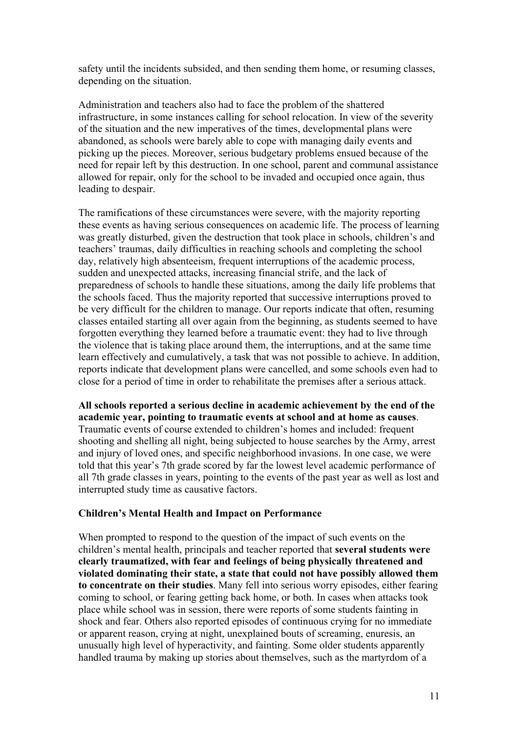safety until the incidents subsided, and then sending them home, or resuming classes, depending on the situation.

Administration and teachers also had to face the problem of the shattered infrastructure, in some instances calling for school relocation. In view of the severity of the situation and the new imperatives of the times, developmental plans were abandoned, as schools were barely able to cope with managing daily events and picking up the pieces. Moreover, serious budgetary problems ensued because of the need for repair left by this destruction. In one school, parent and communal assistance allowed for repair, only for the school to be invaded and occupied once again, thus leading to despair.

The ramifications of these circumstances were severe, with the majority reporting these events as having serious consequences on academic life. The process of learning was greatly disturbed, given the destruction that took place in schools, children's and teachers' traumas, daily difficulties in reaching schools and completing the school day, relatively high absenteeism, frequent interruptions of the academic process, sudden and unexpected attacks, increasing financial strife, and the lack of preparedness of schools to handle these situations, among the daily life problems that the schools faced. Thus the majority reported that successive interruptions proved to be very difficult for the children to manage. Our reports indicate that often, resuming classes entailed starting all over again from the beginning, as students seemed to have forgotten everything they learned before a traumatic event: they had to live through the violence that is taking place around them, the interruptions, and at the same time learn effectively and cumulatively, a task that was not possible to achieve. In addition, reports indicate that development plans were cancelled, and some schools even had to close for a period of time in order to rehabilitate the premises after a serious attack.

**All schools reported a serious decline in academic achievement by the end of the academic year, pointing to traumatic events at school and at home as causes**. Traumatic events of course extended to children's homes and included: frequent shooting and shelling all night, being subjected to house searches by the Army, arrest and injury of loved ones, and specific neighborhood invasions. In one case, we were told that this year's 7th grade scored by far the lowest level academic performance of all 7th grade classes in years, pointing to the events of the past year as well as lost and interrupted study time as causative factors.

### Children's Mental Health and Impact on Performance

When prompted to respond to the question of the impact of such events on the children's mental health, principals and teacher reported that **several students were clearly traumatized, with fear and feelings of being physically threatened and violated dominating their state, a state that could not have possibly allowed them to concentrate on their studies**. Many fell into serious worry episodes, either fearing coming to school, or fearing getting back home, or both. In cases when attacks took place while school was in session, there were reports of some students fainting in shock and fear. Others also reported episodes of continuous crying for no immediate or apparent reason, crying at night, unexplained bouts of screaming, enuresis, an unusually high level of hyperactivity, and fainting. Some older students apparently handled trauma by making up stories about themselves, such as the martyrdom of a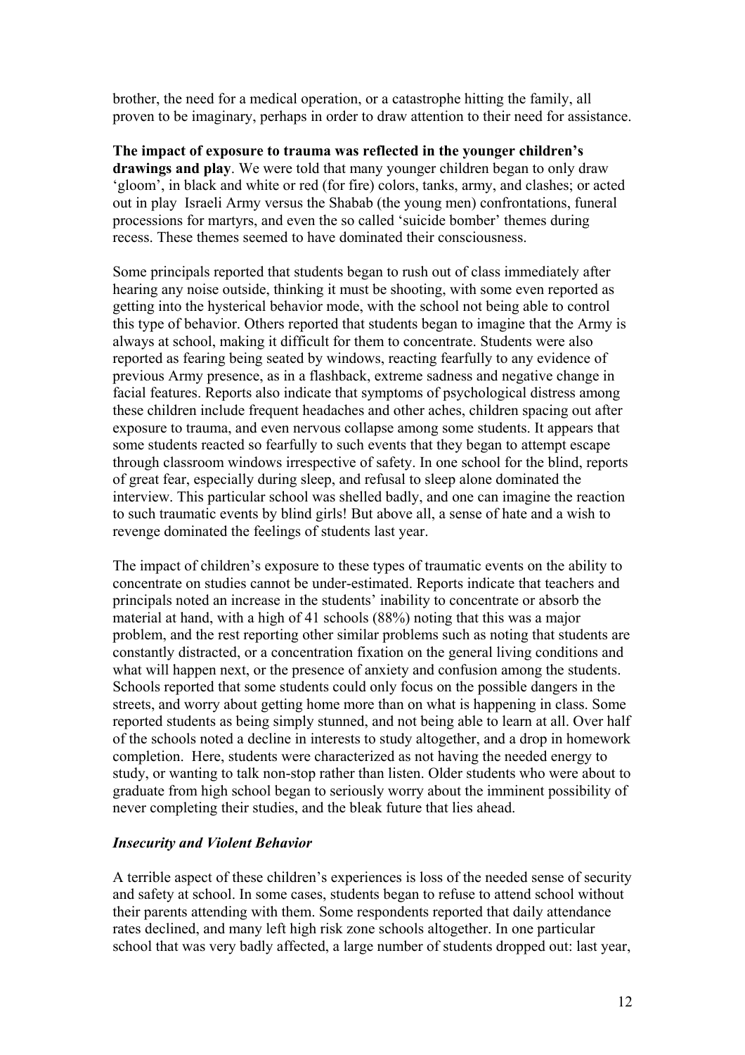brother, the need for a medical operation, or a catastrophe hitting the family, all proven to be imaginary, perhaps in order to draw attention to their need for assistance.

**The impact of exposure to trauma was reflected in the younger children's drawings and play**. We were told that many younger children began to only draw 'gloom', in black and white or red (for fire) colors, tanks, army, and clashes; or acted out in play Israeli Army versus the Shabab (the young men) confrontations, funeral processions for martyrs, and even the so called 'suicide bomber' themes during recess. These themes seemed to have dominated their consciousness.

Some principals reported that students began to rush out of class immediately after hearing any noise outside, thinking it must be shooting, with some even reported as getting into the hysterical behavior mode, with the school not being able to control this type of behavior. Others reported that students began to imagine that the Army is always at school, making it difficult for them to concentrate. Students were also reported as fearing being seated by windows, reacting fearfully to any evidence of previous Army presence, as in a flashback, extreme sadness and negative change in facial features. Reports also indicate that symptoms of psychological distress among these children include frequent headaches and other aches, children spacing out after exposure to trauma, and even nervous collapse among some students. It appears that some students reacted so fearfully to such events that they began to attempt escape through classroom windows irrespective of safety. In one school for the blind, reports of great fear, especially during sleep, and refusal to sleep alone dominated the interview. This particular school was shelled badly, and one can imagine the reaction to such traumatic events by blind girls! But above all, a sense of hate and a wish to revenge dominated the feelings of students last year.

The impact of children's exposure to these types of traumatic events on the ability to concentrate on studies cannot be under-estimated. Reports indicate that teachers and principals noted an increase in the students' inability to concentrate or absorb the material at hand, with a high of 41 schools (88%) noting that this was a major problem, and the rest reporting other similar problems such as noting that students are constantly distracted, or a concentration fixation on the general living conditions and what will happen next, or the presence of anxiety and confusion among the students. Schools reported that some students could only focus on the possible dangers in the streets, and worry about getting home more than on what is happening in class. Some reported students as being simply stunned, and not being able to learn at all. Over half of the schools noted a decline in interests to study altogether, and a drop in homework completion. Here, students were characterized as not having the needed energy to study, or wanting to talk non-stop rather than listen. Older students who were about to graduate from high school began to seriously worry about the imminent possibility of never completing their studies, and the bleak future that lies ahead.

### ***Insecurity and Violent Behavior***

A terrible aspect of these children's experiences is loss of the needed sense of security and safety at school. In some cases, students began to refuse to attend school without their parents attending with them. Some respondents reported that daily attendance rates declined, and many left high risk zone schools altogether. In one particular school that was very badly affected, a large number of students dropped out: last year,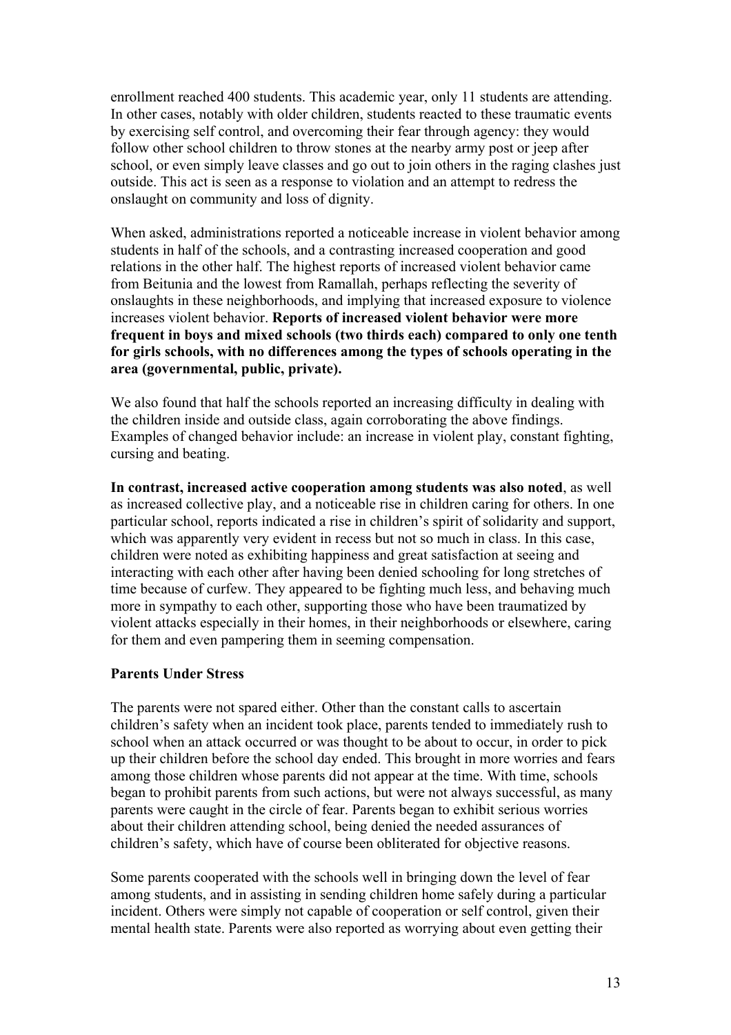enrollment reached 400 students. This academic year, only 11 students are attending. In other cases, notably with older children, students reacted to these traumatic events by exercising self control, and overcoming their fear through agency: they would follow other school children to throw stones at the nearby army post or jeep after school, or even simply leave classes and go out to join others in the raging clashes just outside. This act is seen as a response to violation and an attempt to redress the onslaught on community and loss of dignity.

When asked, administrations reported a noticeable increase in violent behavior among students in half of the schools, and a contrasting increased cooperation and good relations in the other half. The highest reports of increased violent behavior came from Beitunia and the lowest from Ramallah, perhaps reflecting the severity of onslaughts in these neighborhoods, and implying that increased exposure to violence increases violent behavior. **Reports of increased violent behavior were more frequent in boys and mixed schools (two thirds each) compared to only one tenth for girls schools, with no differences among the types of schools operating in the area (governmental, public, private).**

We also found that half the schools reported an increasing difficulty in dealing with the children inside and outside class, again corroborating the above findings. Examples of changed behavior include: an increase in violent play, constant fighting, cursing and beating.

**In contrast, increased active cooperation among students was also noted**, as well as increased collective play, and a noticeable rise in children caring for others. In one particular school, reports indicated a rise in children's spirit of solidarity and support, which was apparently very evident in recess but not so much in class. In this case, children were noted as exhibiting happiness and great satisfaction at seeing and interacting with each other after having been denied schooling for long stretches of time because of curfew. They appeared to be fighting much less, and behaving much more in sympathy to each other, supporting those who have been traumatized by violent attacks especially in their homes, in their neighborhoods or elsewhere, caring for them and even pampering them in seeming compensation.

**Parents Under Stress**

The parents were not spared either. Other than the constant calls to ascertain children's safety when an incident took place, parents tended to immediately rush to school when an attack occurred or was thought to be about to occur, in order to pick up their children before the school day ended. This brought in more worries and fears among those children whose parents did not appear at the time. With time, schools began to prohibit parents from such actions, but were not always successful, as many parents were caught in the circle of fear. Parents began to exhibit serious worries about their children attending school, being denied the needed assurances of children's safety, which have of course been obliterated for objective reasons.

Some parents cooperated with the schools well in bringing down the level of fear among students, and in assisting in sending children home safely during a particular incident. Others were simply not capable of cooperation or self control, given their mental health state. Parents were also reported as worrying about even getting their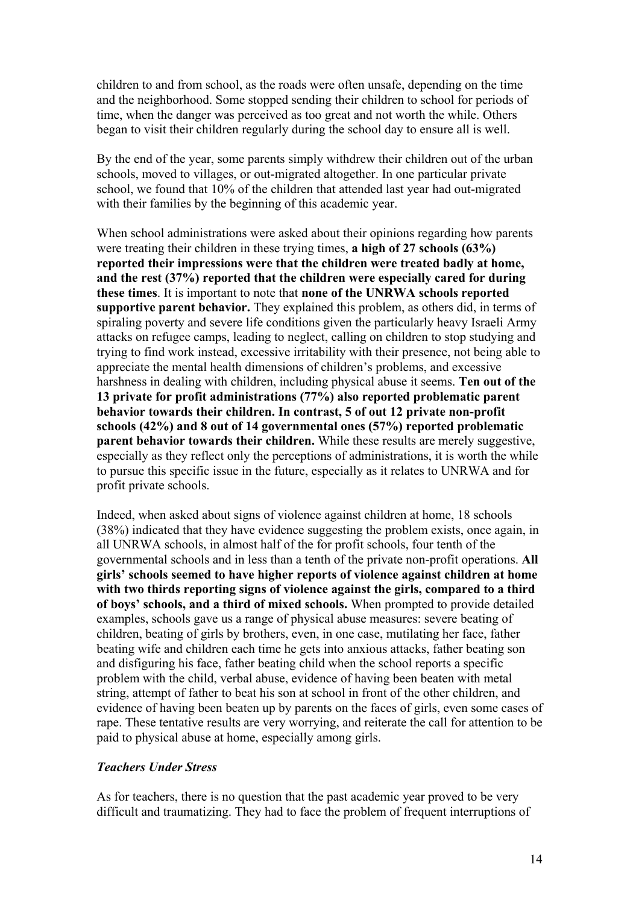children to and from school, as the roads were often unsafe, depending on the time and the neighborhood. Some stopped sending their children to school for periods of time, when the danger was perceived as too great and not worth the while. Others began to visit their children regularly during the school day to ensure all is well.

By the end of the year, some parents simply withdrew their children out of the urban schools, moved to villages, or out-migrated altogether. In one particular private school, we found that 10% of the children that attended last year had out-migrated with their families by the beginning of this academic year.

When school administrations were asked about their opinions regarding how parents were treating their children in these trying times, **a high of 27 schools (63%) reported their impressions were that the children were treated badly at home, and the rest (37%) reported that the children were especially cared for during these times**. It is important to note that **none of the UNRWA schools reported supportive parent behavior.** They explained this problem, as others did, in terms of spiraling poverty and severe life conditions given the particularly heavy Israeli Army attacks on refugee camps, leading to neglect, calling on children to stop studying and trying to find work instead, excessive irritability with their presence, not being able to appreciate the mental health dimensions of children's problems, and excessive harshness in dealing with children, including physical abuse it seems. **Ten out of the 13 private for profit administrations (77%) also reported problematic parent behavior towards their children. In contrast, 5 of out 12 private non-profit schools (42%) and 8 out of 14 governmental ones (57%) reported problematic parent behavior towards their children.** While these results are merely suggestive, especially as they reflect only the perceptions of administrations, it is worth the while to pursue this specific issue in the future, especially as it relates to UNRWA and for profit private schools.

Indeed, when asked about signs of violence against children at home, 18 schools (38%) indicated that they have evidence suggesting the problem exists, once again, in all UNRWA schools, in almost half of the for profit schools, four tenth of the governmental schools and in less than a tenth of the private non-profit operations. **All girls' schools seemed to have higher reports of violence against children at home with two thirds reporting signs of violence against the girls, compared to a third of boys' schools, and a third of mixed schools.** When prompted to provide detailed examples, schools gave us a range of physical abuse measures: severe beating of children, beating of girls by brothers, even, in one case, mutilating her face, father beating wife and children each time he gets into anxious attacks, father beating son and disfiguring his face, father beating child when the school reports a specific problem with the child, verbal abuse, evidence of having been beaten with metal string, attempt of father to beat his son at school in front of the other children, and evidence of having been beaten up by parents on the faces of girls, even some cases of rape. These tentative results are very worrying, and reiterate the call for attention to be paid to physical abuse at home, especially among girls.

### *Teachers Under Stress*

As for teachers, there is no question that the past academic year proved to be very difficult and traumatizing. They had to face the problem of frequent interruptions of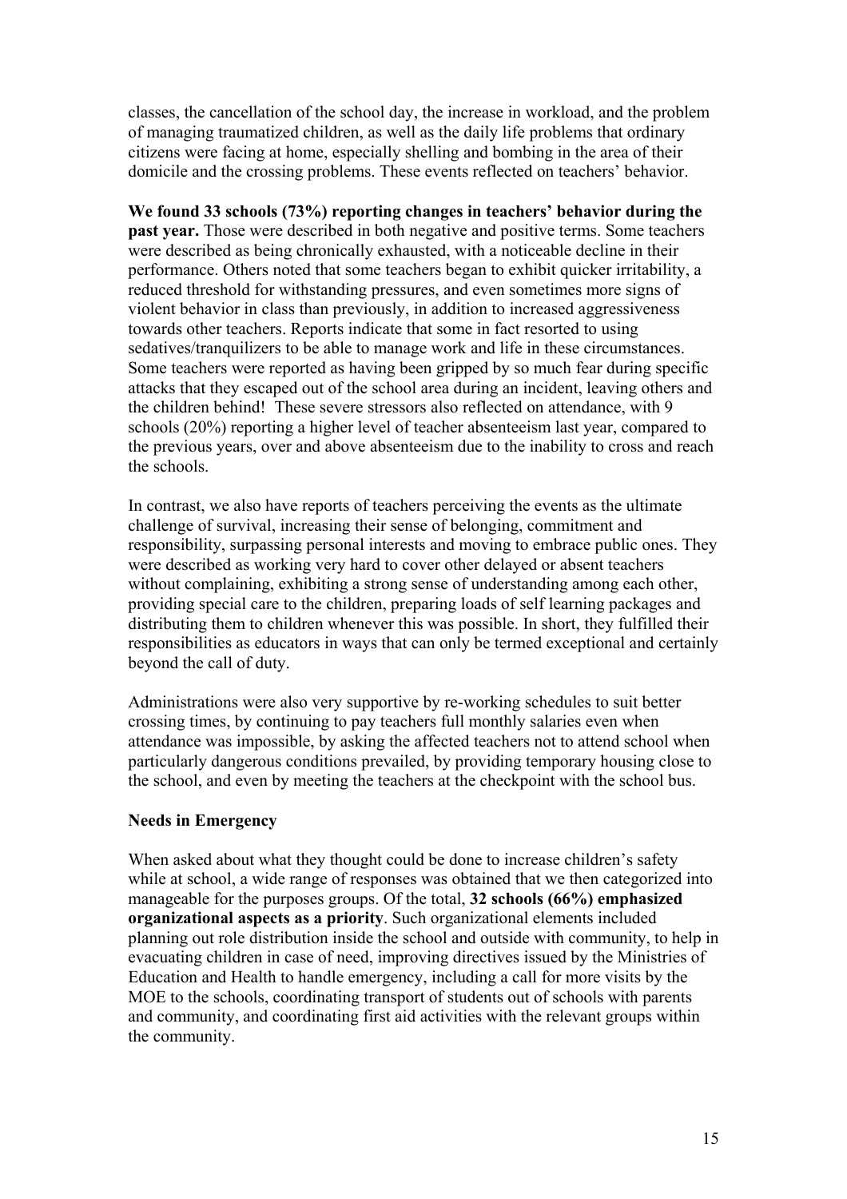classes, the cancellation of the school day, the increase in workload, and the problem of managing traumatized children, as well as the daily life problems that ordinary citizens were facing at home, especially shelling and bombing in the area of their domicile and the crossing problems. These events reflected on teachers' behavior.

**We found 33 schools (73%) reporting changes in teachers' behavior during the past year.** Those were described in both negative and positive terms. Some teachers were described as being chronically exhausted, with a noticeable decline in their performance. Others noted that some teachers began to exhibit quicker irritability, a reduced threshold for withstanding pressures, and even sometimes more signs of violent behavior in class than previously, in addition to increased aggressiveness towards other teachers. Reports indicate that some in fact resorted to using sedatives/tranquilizers to be able to manage work and life in these circumstances. Some teachers were reported as having been gripped by so much fear during specific attacks that they escaped out of the school area during an incident, leaving others and the children behind! These severe stressors also reflected on attendance, with 9 schools (20%) reporting a higher level of teacher absenteeism last year, compared to the previous years, over and above absenteeism due to the inability to cross and reach the schools.

In contrast, we also have reports of teachers perceiving the events as the ultimate challenge of survival, increasing their sense of belonging, commitment and responsibility, surpassing personal interests and moving to embrace public ones. They were described as working very hard to cover other delayed or absent teachers without complaining, exhibiting a strong sense of understanding among each other, providing special care to the children, preparing loads of self learning packages and distributing them to children whenever this was possible. In short, they fulfilled their responsibilities as educators in ways that can only be termed exceptional and certainly beyond the call of duty.

Administrations were also very supportive by re-working schedules to suit better crossing times, by continuing to pay teachers full monthly salaries even when attendance was impossible, by asking the affected teachers not to attend school when particularly dangerous conditions prevailed, by providing temporary housing close to the school, and even by meeting the teachers at the checkpoint with the school bus.

**Needs in Emergency**

When asked about what they thought could be done to increase children's safety while at school, a wide range of responses was obtained that we then categorized into manageable for the purposes groups. Of the total, **32 schools (66%) emphasized organizational aspects as a priority**. Such organizational elements included planning out role distribution inside the school and outside with community, to help in evacuating children in case of need, improving directives issued by the Ministries of Education and Health to handle emergency, including a call for more visits by the MOE to the schools, coordinating transport of students out of schools with parents and community, and coordinating first aid activities with the relevant groups within the community.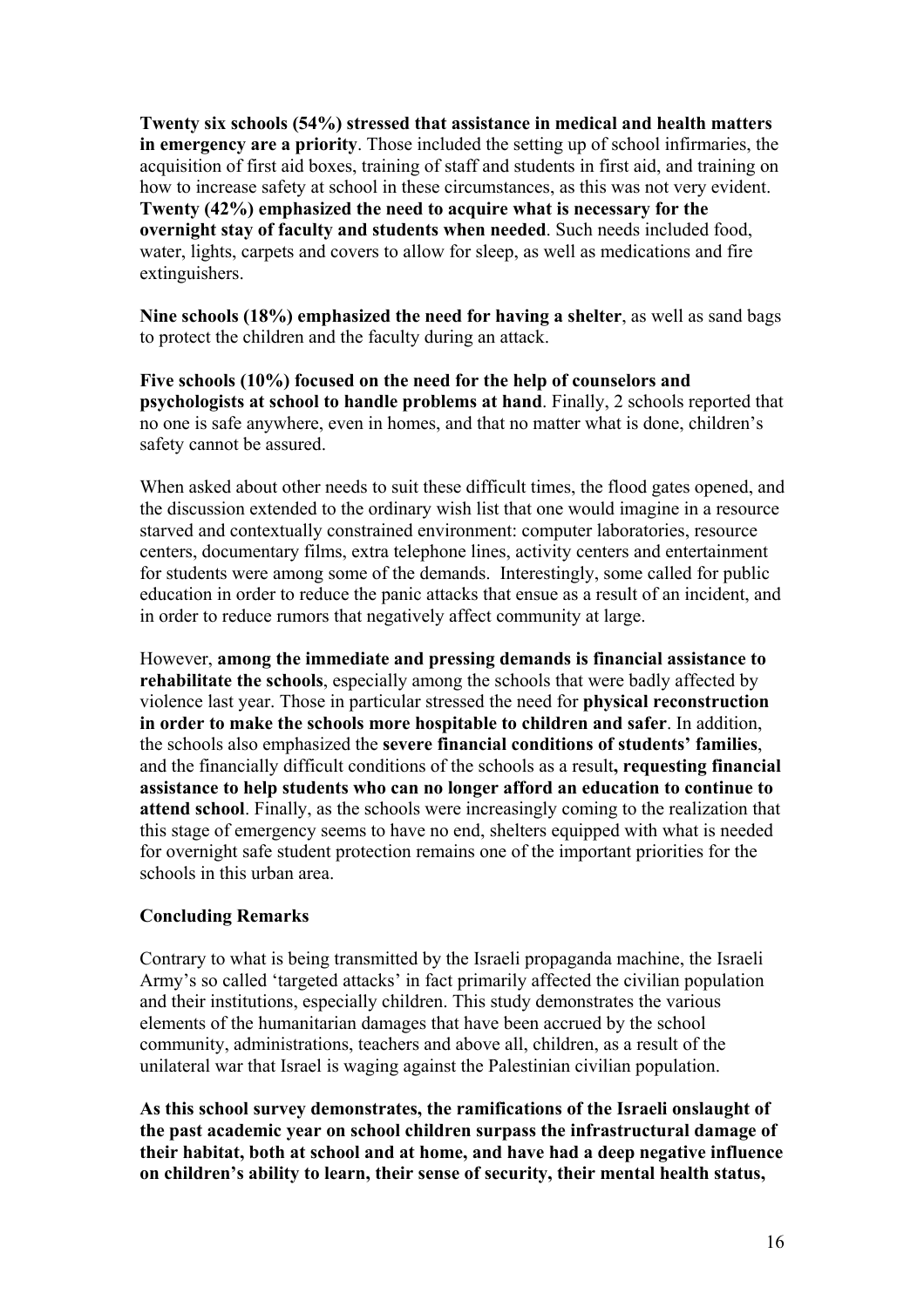**Twenty six schools (54%) stressed that assistance in medical and health matters in emergency are a priority**. Those included the setting up of school infirmaries, the acquisition of first aid boxes, training of staff and students in first aid, and training on how to increase safety at school in these circumstances, as this was not very evident. **Twenty (42%) emphasized the need to acquire what is necessary for the overnight stay of faculty and students when needed**. Such needs included food, water, lights, carpets and covers to allow for sleep, as well as medications and fire extinguishers.

**Nine schools (18%) emphasized the need for having a shelter**, as well as sand bags to protect the children and the faculty during an attack.

**Five schools (10%) focused on the need for the help of counselors and psychologists at school to handle problems at hand**. Finally, 2 schools reported that no one is safe anywhere, even in homes, and that no matter what is done, children's safety cannot be assured.

When asked about other needs to suit these difficult times, the flood gates opened, and the discussion extended to the ordinary wish list that one would imagine in a resource starved and contextually constrained environment: computer laboratories, resource centers, documentary films, extra telephone lines, activity centers and entertainment for students were among some of the demands. Interestingly, some called for public education in order to reduce the panic attacks that ensue as a result of an incident, and in order to reduce rumors that negatively affect community at large.

However, **among the immediate and pressing demands is financial assistance to rehabilitate the schools**, especially among the schools that were badly affected by violence last year. Those in particular stressed the need for **physical reconstruction in order to make the schools more hospitable to children and safer**. In addition, the schools also emphasized the **severe financial conditions of students' families**, and the financially difficult conditions of the schools as a result**, requesting financial assistance to help students who can no longer afford an education to continue to attend school**. Finally, as the schools were increasingly coming to the realization that this stage of emergency seems to have no end, shelters equipped with what is needed for overnight safe student protection remains one of the important priorities for the schools in this urban area.

**Concluding Remarks**

Contrary to what is being transmitted by the Israeli propaganda machine, the Israeli Army's so called 'targeted attacks' in fact primarily affected the civilian population and their institutions, especially children. This study demonstrates the various elements of the humanitarian damages that have been accrued by the school community, administrations, teachers and above all, children, as a result of the unilateral war that Israel is waging against the Palestinian civilian population.

**As this school survey demonstrates, the ramifications of the Israeli onslaught of the past academic year on school children surpass the infrastructural damage of their habitat, both at school and at home, and have had a deep negative influence on children's ability to learn, their sense of security, their mental health status,**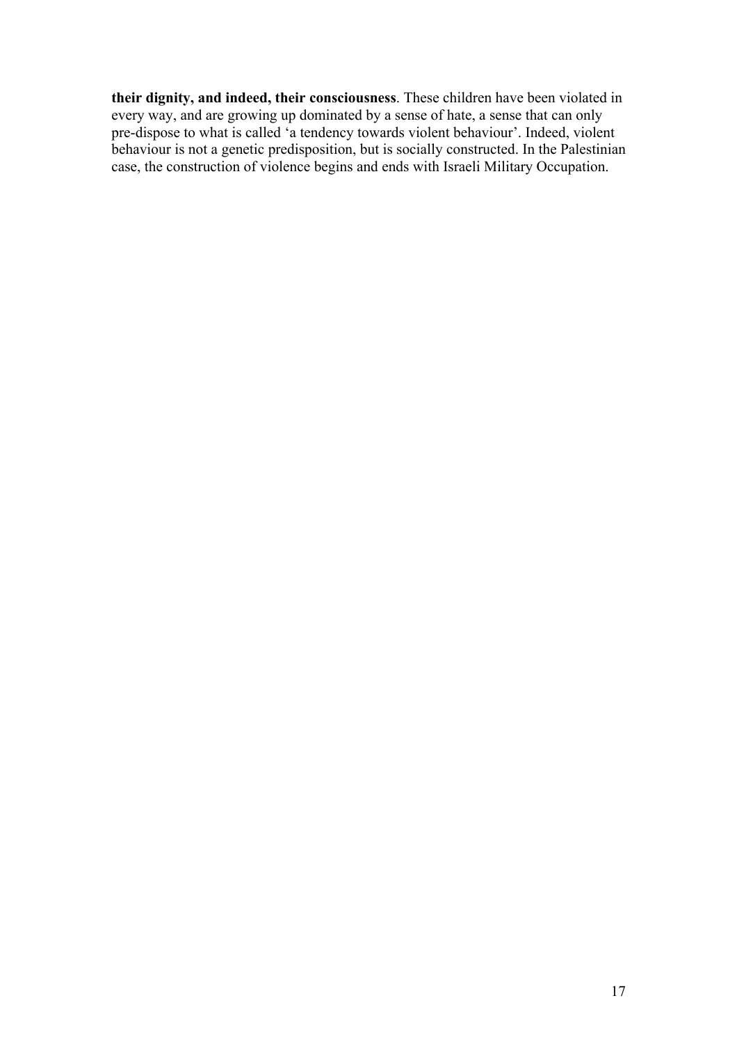**their dignity, and indeed, their consciousness**. These children have been violated in every way, and are growing up dominated by a sense of hate, a sense that can only pre-dispose to what is called 'a tendency towards violent behaviour'. Indeed, violent behaviour is not a genetic predisposition, but is socially constructed. In the Palestinian case, the construction of violence begins and ends with Israeli Military Occupation.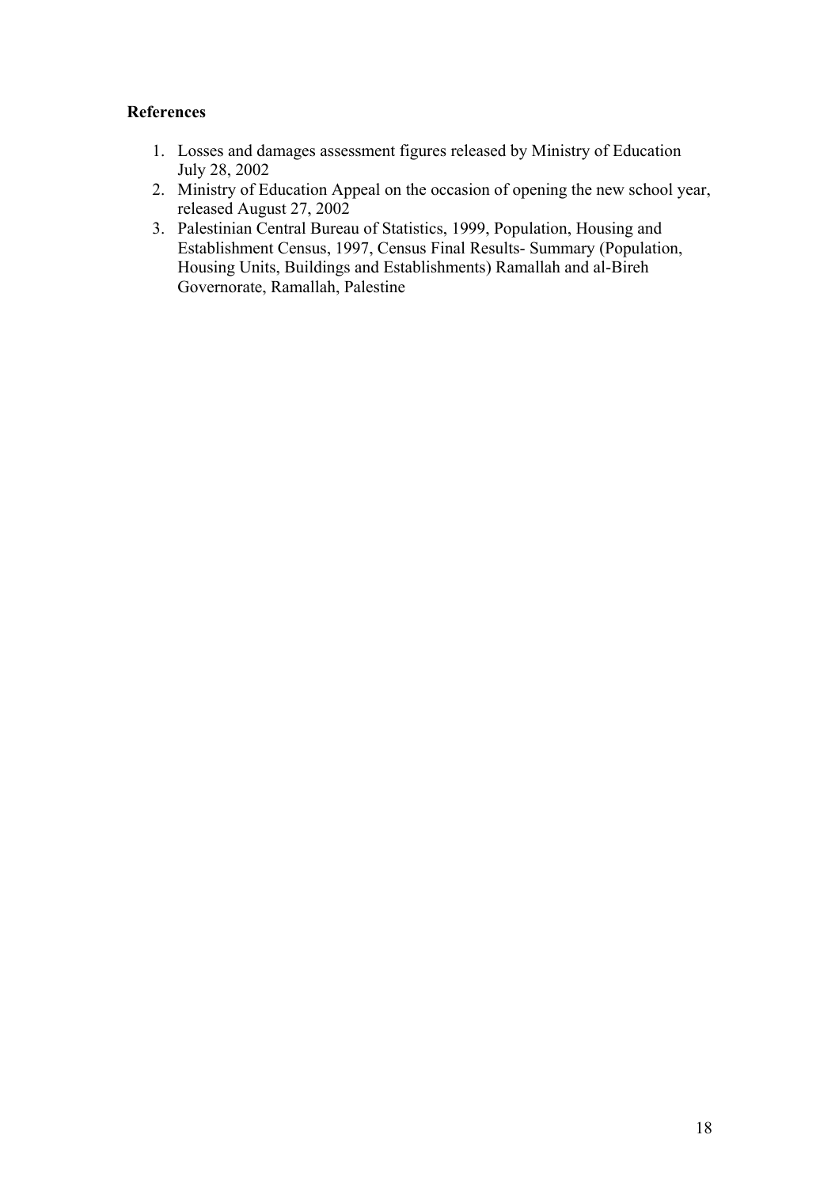**References**

1. Losses and damages assessment figures released by Ministry of Education July 28, 2002
2. Ministry of Education Appeal on the occasion of opening the new school year, released August 27, 2002
3. Palestinian Central Bureau of Statistics, 1999, Population, Housing and Establishment Census, 1997, Census Final Results- Summary (Population, Housing Units, Buildings and Establishments) Ramallah and al-Bireh Governorate, Ramallah, Palestine